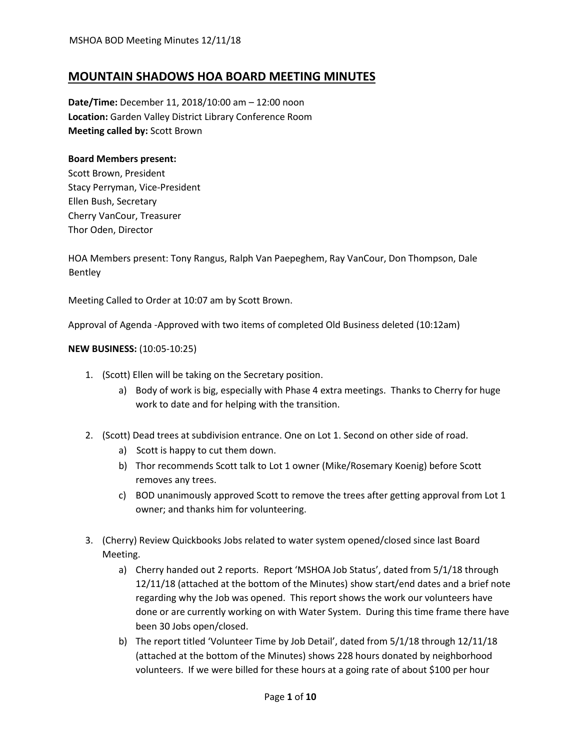# MOUNTAIN SHADOWS HOA BOARD MEETING MINUTES

**Date/Time:** December 11, 2018/10:00 am – 12:00 noon
**Location:** Garden Valley District Library Conference Room
**Meeting called by:** Scott Brown

**Board Members present:**
Scott Brown, President
Stacy Perryman, Vice-President
Ellen Bush, Secretary
Cherry VanCour, Treasurer
Thor Oden, Director

HOA Members present: Tony Rangus, Ralph Van Paepeghem, Ray VanCour, Don Thompson, Dale Bentley

Meeting Called to Order at 10:07 am by Scott Brown.

Approval of Agenda -Approved with two items of completed Old Business deleted (10:12am)

**NEW BUSINESS:** (10:05-10:25)

1. (Scott) Ellen will be taking on the Secretary position.
    a) Body of work is big, especially with Phase 4 extra meetings. Thanks to Cherry for huge work to date and for helping with the transition.

2. (Scott) Dead trees at subdivision entrance. One on Lot 1. Second on other side of road.
    a) Scott is happy to cut them down.
    b) Thor recommends Scott talk to Lot 1 owner (Mike/Rosemary Koenig) before Scott removes any trees.
    c) BOD unanimously approved Scott to remove the trees after getting approval from Lot 1 owner; and thanks him for volunteering.

3. (Cherry) Review Quickbooks Jobs related to water system opened/closed since last Board Meeting.
    a) Cherry handed out 2 reports. Report 'MSHOA Job Status', dated from 5/1/18 through 12/11/18 (attached at the bottom of the Minutes) show start/end dates and a brief note regarding why the Job was opened. This report shows the work our volunteers have done or are currently working on with Water System. During this time frame there have been 30 Jobs open/closed.
    b) The report titled 'Volunteer Time by Job Detail', dated from 5/1/18 through 12/11/18 (attached at the bottom of the Minutes) shows 228 hours donated by neighborhood volunteers. If we were billed for these hours at a going rate of about $100 per hour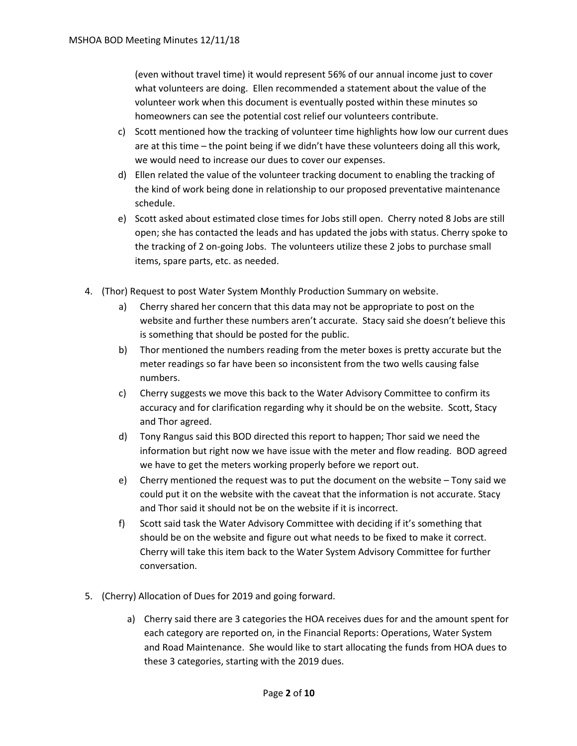(even without travel time) it would represent 56% of our annual income just to cover what volunteers are doing. Ellen recommended a statement about the value of the volunteer work when this document is eventually posted within these minutes so homeowners can see the potential cost relief our volunteers contribute.

c) Scott mentioned how the tracking of volunteer time highlights how low our current dues are at this time – the point being if we didn't have these volunteers doing all this work, we would need to increase our dues to cover our expenses.

d) Ellen related the value of the volunteer tracking document to enabling the tracking of the kind of work being done in relationship to our proposed preventative maintenance schedule.

e) Scott asked about estimated close times for Jobs still open. Cherry noted 8 Jobs are still open; she has contacted the leads and has updated the jobs with status. Cherry spoke to the tracking of 2 on-going Jobs. The volunteers utilize these 2 jobs to purchase small items, spare parts, etc. as needed.

4. (Thor) Request to post Water System Monthly Production Summary on website.

   a) Cherry shared her concern that this data may not be appropriate to post on the website and further these numbers aren't accurate. Stacy said she doesn't believe this is something that should be posted for the public.

   b) Thor mentioned the numbers reading from the meter boxes is pretty accurate but the meter readings so far have been so inconsistent from the two wells causing false numbers.

   c) Cherry suggests we move this back to the Water Advisory Committee to confirm its accuracy and for clarification regarding why it should be on the website. Scott, Stacy and Thor agreed.

   d) Tony Rangus said this BOD directed this report to happen; Thor said we need the information but right now we have issue with the meter and flow reading. BOD agreed we have to get the meters working properly before we report out.

   e) Cherry mentioned the request was to put the document on the website – Tony said we could put it on the website with the caveat that the information is not accurate. Stacy and Thor said it should not be on the website if it is incorrect.

   f) Scott said task the Water Advisory Committee with deciding if it's something that should be on the website and figure out what needs to be fixed to make it correct. Cherry will take this item back to the Water System Advisory Committee for further conversation.

5. (Cherry) Allocation of Dues for 2019 and going forward.

   a) Cherry said there are 3 categories the HOA receives dues for and the amount spent for each category are reported on, in the Financial Reports: Operations, Water System and Road Maintenance. She would like to start allocating the funds from HOA dues to these 3 categories, starting with the 2019 dues.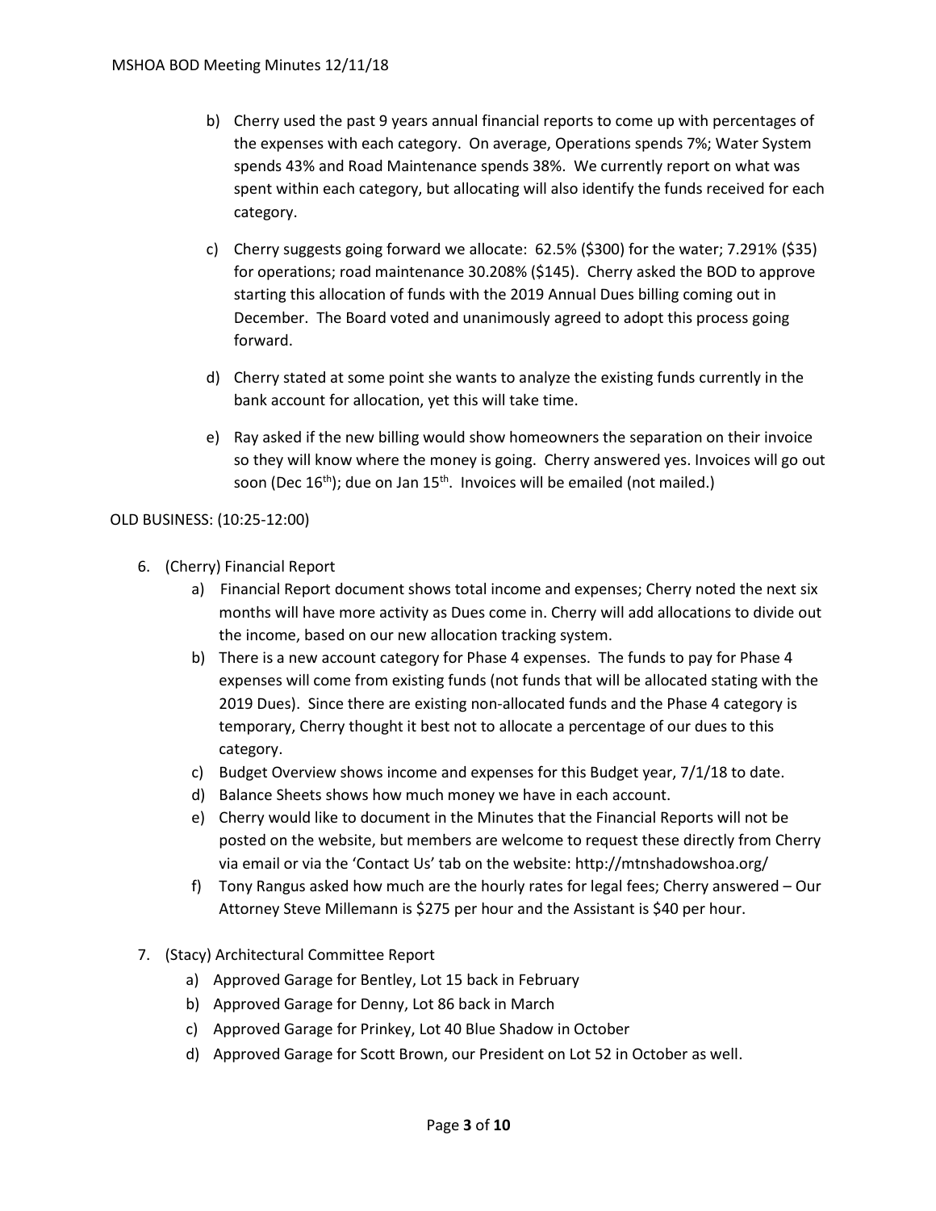b) Cherry used the past 9 years annual financial reports to come up with percentages of the expenses with each category. On average, Operations spends 7%; Water System spends 43% and Road Maintenance spends 38%. We currently report on what was spent within each category, but allocating will also identify the funds received for each category.

c) Cherry suggests going forward we allocate: 62.5% ($300) for the water; 7.291% ($35) for operations; road maintenance 30.208% ($145). Cherry asked the BOD to approve starting this allocation of funds with the 2019 Annual Dues billing coming out in December. The Board voted and unanimously agreed to adopt this process going forward.

d) Cherry stated at some point she wants to analyze the existing funds currently in the bank account for allocation, yet this will take time.

e) Ray asked if the new billing would show homeowners the separation on their invoice so they will know where the money is going. Cherry answered yes. Invoices will go out soon (Dec 16th); due on Jan 15th. Invoices will be emailed (not mailed.)

OLD BUSINESS: (10:25-12:00)

6. (Cherry) Financial Report
   a) Financial Report document shows total income and expenses; Cherry noted the next six months will have more activity as Dues come in. Cherry will add allocations to divide out the income, based on our new allocation tracking system.
   b) There is a new account category for Phase 4 expenses. The funds to pay for Phase 4 expenses will come from existing funds (not funds that will be allocated stating with the 2019 Dues). Since there are existing non-allocated funds and the Phase 4 category is temporary, Cherry thought it best not to allocate a percentage of our dues to this category.
   c) Budget Overview shows income and expenses for this Budget year, 7/1/18 to date.
   d) Balance Sheets shows how much money we have in each account.
   e) Cherry would like to document in the Minutes that the Financial Reports will not be posted on the website, but members are welcome to request these directly from Cherry via email or via the 'Contact Us' tab on the website: http://mtnshadowshoa.org/
   f) Tony Rangus asked how much are the hourly rates for legal fees; Cherry answered – Our Attorney Steve Millemann is $275 per hour and the Assistant is $40 per hour.

7. (Stacy) Architectural Committee Report
   a) Approved Garage for Bentley, Lot 15 back in February
   b) Approved Garage for Denny, Lot 86 back in March
   c) Approved Garage for Prinkey, Lot 40 Blue Shadow in October
   d) Approved Garage for Scott Brown, our President on Lot 52 in October as well.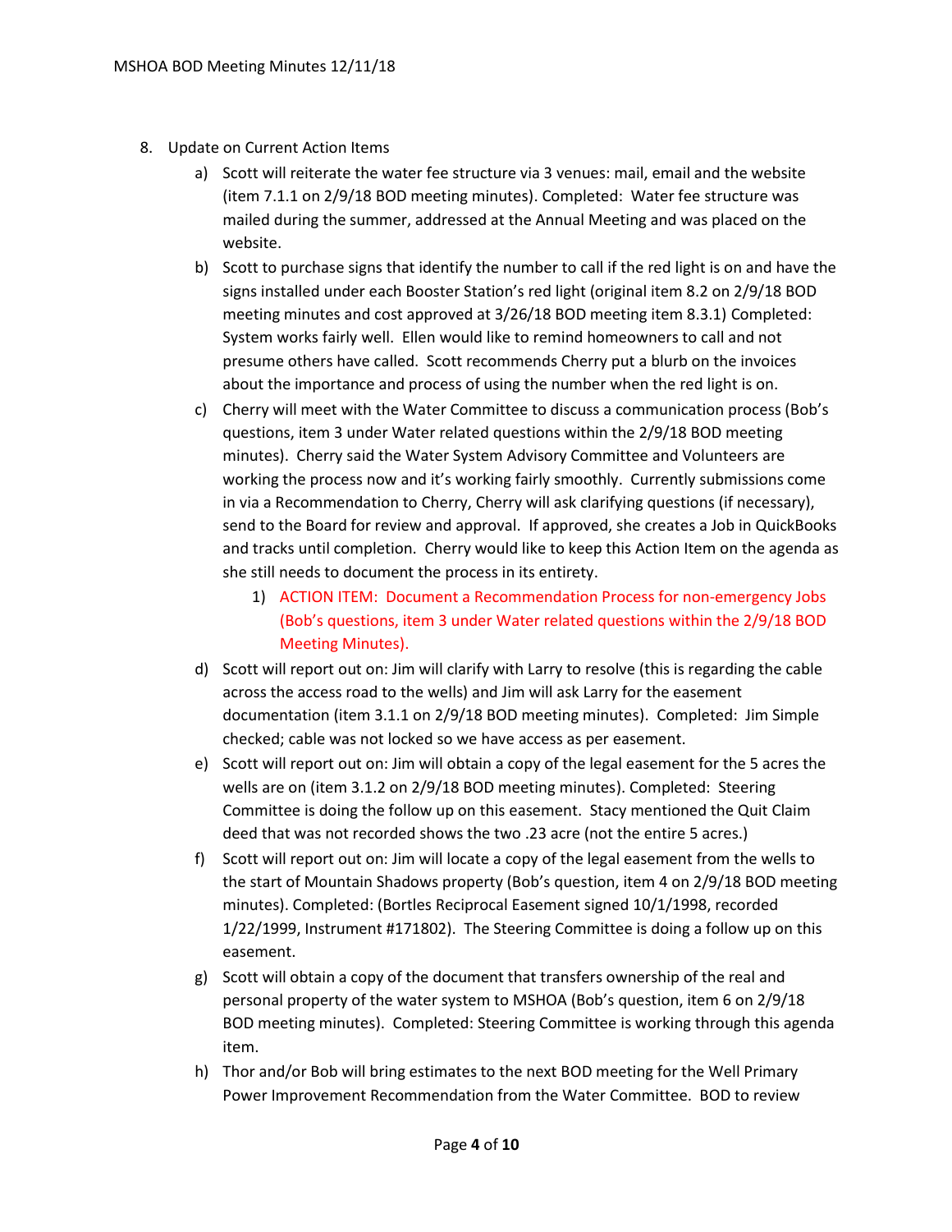8. Update on Current Action Items
   a) Scott will reiterate the water fee structure via 3 venues: mail, email and the website (item 7.1.1 on 2/9/18 BOD meeting minutes). Completed: Water fee structure was mailed during the summer, addressed at the Annual Meeting and was placed on the website.
   b) Scott to purchase signs that identify the number to call if the red light is on and have the signs installed under each Booster Station's red light (original item 8.2 on 2/9/18 BOD meeting minutes and cost approved at 3/26/18 BOD meeting item 8.3.1) Completed: System works fairly well. Ellen would like to remind homeowners to call and not presume others have called. Scott recommends Cherry put a blurb on the invoices about the importance and process of using the number when the red light is on.
   c) Cherry will meet with the Water Committee to discuss a communication process (Bob's questions, item 3 under Water related questions within the 2/9/18 BOD meeting minutes). Cherry said the Water System Advisory Committee and Volunteers are working the process now and it's working fairly smoothly. Currently submissions come in via a Recommendation to Cherry, Cherry will ask clarifying questions (if necessary), send to the Board for review and approval. If approved, she creates a Job in QuickBooks and tracks until completion. Cherry would like to keep this Action Item on the agenda as she still needs to document the process in its entirety.
      1) ACTION ITEM: Document a Recommendation Process for non-emergency Jobs (Bob's questions, item 3 under Water related questions within the 2/9/18 BOD Meeting Minutes).
   d) Scott will report out on: Jim will clarify with Larry to resolve (this is regarding the cable across the access road to the wells) and Jim will ask Larry for the easement documentation (item 3.1.1 on 2/9/18 BOD meeting minutes). Completed: Jim Simple checked; cable was not locked so we have access as per easement.
   e) Scott will report out on: Jim will obtain a copy of the legal easement for the 5 acres the wells are on (item 3.1.2 on 2/9/18 BOD meeting minutes). Completed: Steering Committee is doing the follow up on this easement. Stacy mentioned the Quit Claim deed that was not recorded shows the two .23 acre (not the entire 5 acres.)
   f) Scott will report out on: Jim will locate a copy of the legal easement from the wells to the start of Mountain Shadows property (Bob's question, item 4 on 2/9/18 BOD meeting minutes). Completed: (Bortles Reciprocal Easement signed 10/1/1998, recorded 1/22/1999, Instrument #171802). The Steering Committee is doing a follow up on this easement.
   g) Scott will obtain a copy of the document that transfers ownership of the real and personal property of the water system to MSHOA (Bob's question, item 6 on 2/9/18 BOD meeting minutes). Completed: Steering Committee is working through this agenda item.
   h) Thor and/or Bob will bring estimates to the next BOD meeting for the Well Primary Power Improvement Recommendation from the Water Committee. BOD to review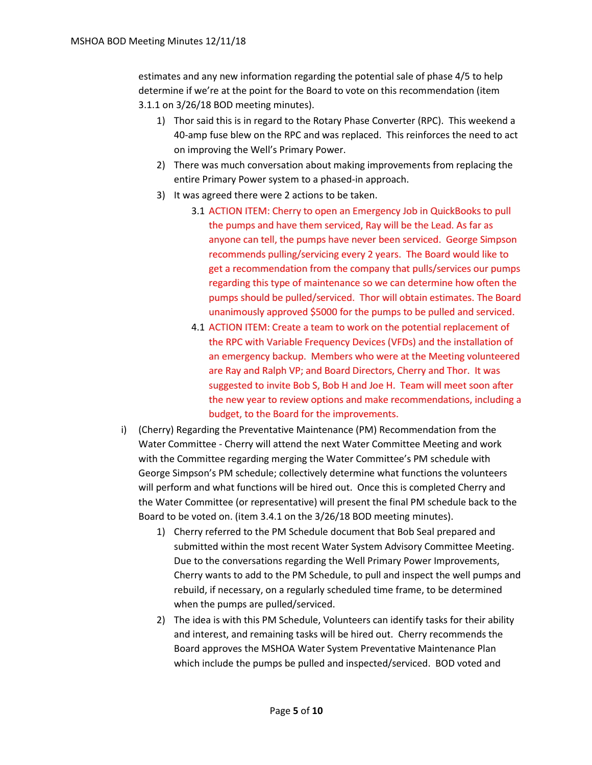estimates and any new information regarding the potential sale of phase 4/5 to help determine if we're at the point for the Board to vote on this recommendation (item 3.1.1 on 3/26/18 BOD meeting minutes).

1) Thor said this is in regard to the Rotary Phase Converter (RPC). This weekend a 40-amp fuse blew on the RPC and was replaced. This reinforces the need to act on improving the Well's Primary Power.
2) There was much conversation about making improvements from replacing the entire Primary Power system to a phased-in approach.
3) It was agreed there were 2 actions to be taken.

   3.1 ACTION ITEM: Cherry to open an Emergency Job in QuickBooks to pull the pumps and have them serviced, Ray will be the Lead. As far as anyone can tell, the pumps have never been serviced. George Simpson recommends pulling/servicing every 2 years. The Board would like to get a recommendation from the company that pulls/services our pumps regarding this type of maintenance so we can determine how often the pumps should be pulled/serviced. Thor will obtain estimates. The Board unanimously approved $5000 for the pumps to be pulled and serviced.

   4.1 ACTION ITEM: Create a team to work on the potential replacement of the RPC with Variable Frequency Devices (VFDs) and the installation of an emergency backup. Members who were at the Meeting volunteered are Ray and Ralph VP; and Board Directors, Cherry and Thor. It was suggested to invite Bob S, Bob H and Joe H. Team will meet soon after the new year to review options and make recommendations, including a budget, to the Board for the improvements.

i) (Cherry) Regarding the Preventative Maintenance (PM) Recommendation from the Water Committee - Cherry will attend the next Water Committee Meeting and work with the Committee regarding merging the Water Committee's PM schedule with George Simpson's PM schedule; collectively determine what functions the volunteers will perform and what functions will be hired out. Once this is completed Cherry and the Water Committee (or representative) will present the final PM schedule back to the Board to be voted on. (item 3.4.1 on the 3/26/18 BOD meeting minutes).

   1) Cherry referred to the PM Schedule document that Bob Seal prepared and submitted within the most recent Water System Advisory Committee Meeting. Due to the conversations regarding the Well Primary Power Improvements, Cherry wants to add to the PM Schedule, to pull and inspect the well pumps and rebuild, if necessary, on a regularly scheduled time frame, to be determined when the pumps are pulled/serviced.
   2) The idea is with this PM Schedule, Volunteers can identify tasks for their ability and interest, and remaining tasks will be hired out. Cherry recommends the Board approves the MSHOA Water System Preventative Maintenance Plan which include the pumps be pulled and inspected/serviced. BOD voted and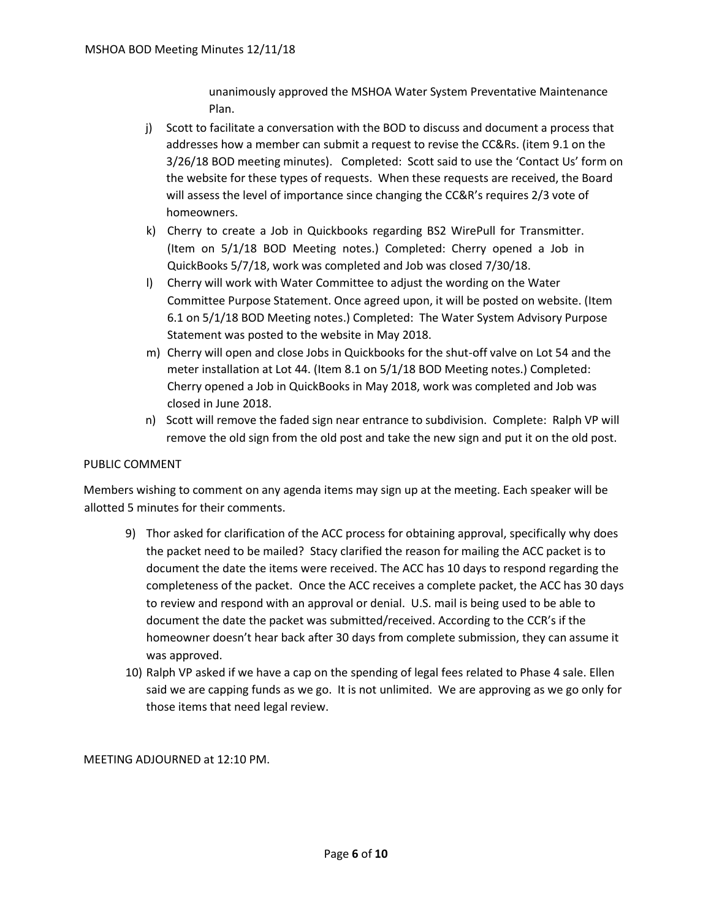unanimously approved the MSHOA Water System Preventative Maintenance Plan.

j) Scott to facilitate a conversation with the BOD to discuss and document a process that addresses how a member can submit a request to revise the CC&Rs. (item 9.1 on the 3/26/18 BOD meeting minutes). Completed: Scott said to use the 'Contact Us' form on the website for these types of requests. When these requests are received, the Board will assess the level of importance since changing the CC&R's requires 2/3 vote of homeowners.

k) Cherry to create a Job in Quickbooks regarding BS2 WirePull for Transmitter. (Item on 5/1/18 BOD Meeting notes.) Completed: Cherry opened a Job in QuickBooks 5/7/18, work was completed and Job was closed 7/30/18.

l) Cherry will work with Water Committee to adjust the wording on the Water Committee Purpose Statement. Once agreed upon, it will be posted on website. (Item 6.1 on 5/1/18 BOD Meeting notes.) Completed: The Water System Advisory Purpose Statement was posted to the website in May 2018.

m) Cherry will open and close Jobs in Quickbooks for the shut-off valve on Lot 54 and the meter installation at Lot 44. (Item 8.1 on 5/1/18 BOD Meeting notes.) Completed: Cherry opened a Job in QuickBooks in May 2018, work was completed and Job was closed in June 2018.

n) Scott will remove the faded sign near entrance to subdivision. Complete: Ralph VP will remove the old sign from the old post and take the new sign and put it on the old post.

PUBLIC COMMENT

Members wishing to comment on any agenda items may sign up at the meeting. Each speaker will be allotted 5 minutes for their comments.

9) Thor asked for clarification of the ACC process for obtaining approval, specifically why does the packet need to be mailed? Stacy clarified the reason for mailing the ACC packet is to document the date the items were received. The ACC has 10 days to respond regarding the completeness of the packet. Once the ACC receives a complete packet, the ACC has 30 days to review and respond with an approval or denial. U.S. mail is being used to be able to document the date the packet was submitted/received. According to the CCR's if the homeowner doesn't hear back after 30 days from complete submission, they can assume it was approved.

10) Ralph VP asked if we have a cap on the spending of legal fees related to Phase 4 sale. Ellen said we are capping funds as we go. It is not unlimited. We are approving as we go only for those items that need legal review.

MEETING ADJOURNED at 12:10 PM.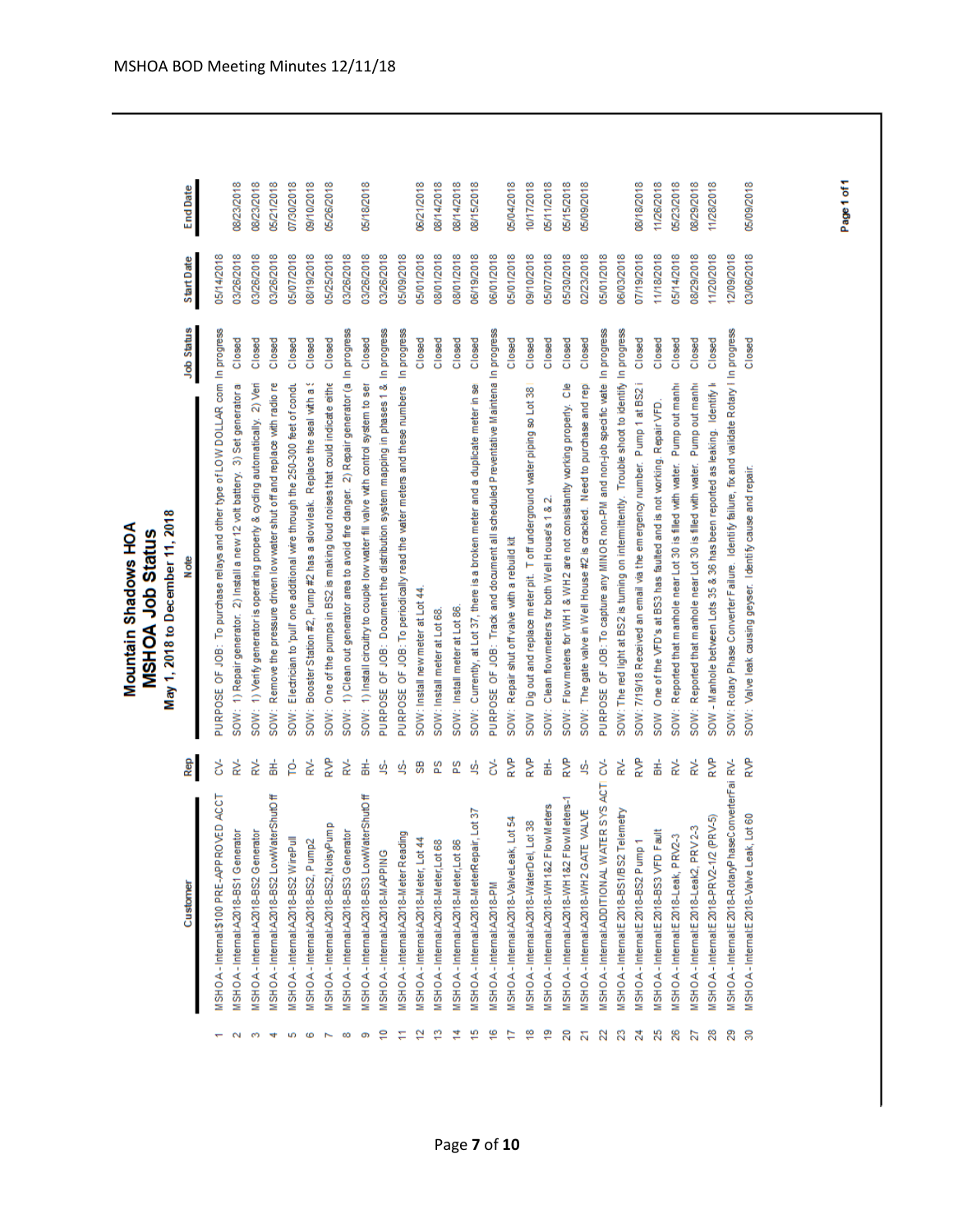# Mountain Shadows HOA

## MSHOA Job Status

### May 1, 2018 to December 11, 2018

| | Customer | Rep | Note | Job Status | Start Date | End Date |
|---|---|---|---|---|---|---|
| 1 | MSHOA - Internal:$100 PRE-APPROVED ACCT | CV- | PURPOSE OF JOB: To purchase relays and other type of LOW DOLLAR com | In progress | 05/14/2018 | |
| 2 | MSHOA - Internal:A2018-BS1 Generator | RV- | SOW: 1) Repair generator. 2) Install a new 12 volt battery. 3) Set generator a | Closed | 03/26/2018 | 08/23/2018 |
| 3 | MSHOA - Internal:A2018-BS2 Generator | RV- | SOW: 1) Verify generator is operating properly & cycling automatically. 2) Veri | Closed | 03/26/2018 | 08/23/2018 |
| 4 | MSHOA - Internal:A2018-BS2 LowWaterShutOff | BH- | SOW: Remove the pressure driven low water shut off and replace with radio re | Closed | 03/26/2018 | 05/21/2018 |
| 5 | MSHOA - Internal:A2018-BS2 WirePull | TO- | SOW: Electrician to 'pull' one additional wire through the 250-300 feet of cond | Closed | 05/07/2018 | 07/30/2018 |
| 6 | MSHOA - Internal:A2018-BS2, Pump2 | RV- | SOW: Booster Station #2, Pump #2 has a slow leak. Replace the seal with a s | Closed | 08/19/2018 | 09/10/2018 |
| 7 | MSHOA - Internal:A2018-BS2,NoisyPump | RVP | SOW: One of the pumps in BS2 is making loud noises that could indicate eithe | Closed | 05/25/2018 | 05/26/2018 |
| 8 | MSHOA - Internal:A2018-BS3 Generator | RV- | SOW: 1) Clean out generator area to avoid fire danger. 2) Repair generator (a | In progress | 03/26/2018 | |
| 9 | MSHOA - Internal:A2018-BS3 LowWaterShutOff | BH- | SOW: 1) Install circuitry to couple low water fill valve with control system to ser | Closed | 03/26/2018 | 05/18/2018 |
| 10 | MSHOA - Internal:A2018-MAPPING | JS- | PURPOSE OF JOB: Document the distribution system mapping in phases 1 & | In progress | 03/26/2018 | |
| 11 | MSHOA - Internal:A2018-Meter Reading | JS- | PURPOSE OF JOB: To periodically read the water meters and these numbers | In progress | 05/09/2018 | |
| 12 | MSHOA - Internal:A2018-Meter, Lot 44 | SB | SOW: Install new meter at Lot 44. | Closed | 05/01/2018 | 06/21/2018 |
| 13 | MSHOA - Internal:A2018-Meter,Lot 68 | PS | SOW: Install meter at Lot 68. | Closed | 08/01/2018 | 08/14/2018 |
| 14 | MSHOA - Internal:A2018-Meter,Lot 86 | PS | SOW: Install meter at Lot 86. | Closed | 08/01/2018 | 08/14/2018 |
| 15 | MSHOA - Internal:A2018-MeterRepair, Lot 37 | JS- | SOW: Currently, at Lot 37, there is a broken meter and a duplicate meter in se | Closed | 06/19/2018 | 08/15/2018 |
| 16 | MSHOA - Internal:A2018-PM | CV- | PURPOSE OF JOB: Track and document all scheduled Preventative Maintena | In progress | 06/01/2018 | |
| 17 | MSHOA - Internal:A2018-ValveLeak, Lot 54 | RVP | SOW: Repair shut off valve with a rebuild kit | Closed | 05/01/2018 | 05/04/2018 |
| 18 | MSHOA - Internal:A2018-WaterDel, Lot 38 | RVP | SOW: Dig out and replace meter pit. T off underground water piping so Lot 38 | Closed | 09/10/2018 | 10/17/2018 |
| 19 | MSHOA - Internal:A2018-WH1&2 FlowMeters | BH- | SOW: Clean flowmeters for both Well House's 1 & 2. | Closed | 05/07/2018 | 05/11/2018 |
| 20 | MSHOA - Internal:A2018-WH1&2 FlowMeters-1 | RVP | SOW: Flowmeters for WH1 & WH2 are not consistantly working properly. Cle | Closed | 05/30/2018 | 05/15/2018 |
| 21 | MSHOA - Internal:A2018-WH2 GATE VALVE | JS- | SOW: The gate valve in Well House #2 is cracked. Need to purchase and rep | Closed | 02/23/2018 | 05/09/2018 |
| 22 | MSHOA - Internal:ADDITIONAL WATER SYS ACT | CV- | PURPOSE OF JOB: To capture any MINOR non-PM and non-job specific wate | In progress | 05/01/2018 | |
| 23 | MSHOA - Internal:E2018-BS1/BS2 Telemetry | RV- | SOW: The red light at BS2 is turning on intermittently. Trouble shoot to identify | In progress | 06/03/2018 | |
| 24 | MSHOA - Internal:E2018-BS2 Pump 1 | RVP | SOW: 7/19/18 Received an email via the emergency number. Pump 1 at BS2 i | Closed | 07/19/2018 | 08/18/2018 |
| 25 | MSHOA - Internal:E2018-BS3 VFD Fault | BH- | SOW One of the VFD's at BS3 has faulted and is not working. Repair VFD. | Closed | 11/18/2018 | 11/26/2018 |
| 26 | MSHOA - Internal:E2018-Leak, PRV2-3 | RV- | SOW: Reported that manhole near Lot 30 is filled with water. Pump out manh | Closed | 05/14/2018 | 05/23/2018 |
| 27 | MSHOA - Internal:E2018-Leak2, PRV2-3 | RV- | SOW: Reported that manhole near Lot 30 is filled with water. Pump out manh | Closed | 08/29/2018 | 08/29/2018 |
| 28 | MSHOA - Internal:E2018-PRV2-1/2 (PRV-5) | RVP | SOW - Manhole between Lots 35 & 36 has been reported as leaking. Identify l | Closed | 11/20/2018 | 11/28/2018 |
| 29 | MSHOA - Internal:E2018-RotaryPhaseConverterFai | RV- | SOW: Rotary Phase Converter Failure. Identify failure, fix and validate Rotary I | In progress | 12/09/2018 | |
| 30 | MSHOA - Internal:E2018-Valve Leak, Lot 60 | RVP | SOW: Valve leak causing geyser. Identify cause and repair. | Closed | 03/06/2018 | 05/09/2018 |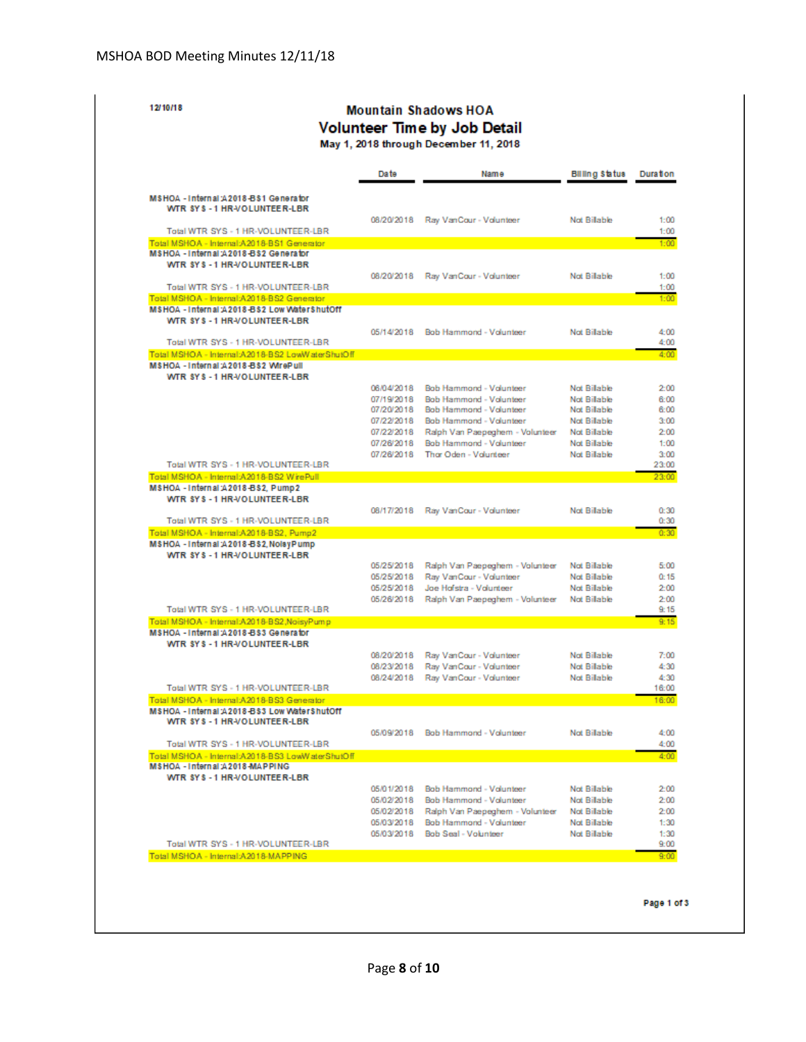12/10/18

## Mountain Shadows HOA

## Volunteer Time by Job Detail

**May 1, 2018 through December 11, 2018**

| | Date | Name | Billing Status | Duration |
|---|---|---|---|---|
| **MSHOA - Internal:A2018-BS1 Generator** | | | | |
| **WTR SYS - 1 HR-VOLUNTEER-LBR** | | | | |
| | 08/20/2018 | Ray VanCour - Volunteer | Not Billable | 1:00 |
| Total WTR SYS - 1 HR-VOLUNTEER-LBR | | | | 1:00 |
| Total MSHOA - Internal:A2018-BS1 Generator | | | | 1:00 |
| **MSHOA - Internal:A2018-BS2 Generator** | | | | |
| **WTR SYS - 1 HR-VOLUNTEER-LBR** | | | | |
| | 08/20/2018 | Ray VanCour - Volunteer | Not Billable | 1:00 |
| Total WTR SYS - 1 HR-VOLUNTEER-LBR | | | | 1:00 |
| Total MSHOA - Internal:A2018-BS2 Generator | | | | 1:00 |
| **MSHOA - Internal:A2018-BS2 Low Water ShutOff** | | | | |
| **WTR SYS - 1 HR-VOLUNTEER-LBR** | | | | |
| | 05/14/2018 | Bob Hammond - Volunteer | Not Billable | 4:00 |
| Total WTR SYS - 1 HR-VOLUNTEER-LBR | | | | 4:00 |
| Total MSHOA - Internal:A2018-BS2 LowWaterShutOff | | | | 4:00 |
| **MSHOA - Internal:A2018-BS2 WirePull** | | | | |
| **WTR SYS - 1 HR-VOLUNTEER-LBR** | | | | |
| | 06/04/2018 | Bob Hammond - Volunteer | Not Billable | 2:00 |
| | 07/19/2018 | Bob Hammond - Volunteer | Not Billable | 6:00 |
| | 07/20/2018 | Bob Hammond - Volunteer | Not Billable | 6:00 |
| | 07/22/2018 | Bob Hammond - Volunteer | Not Billable | 3:00 |
| | 07/22/2018 | Ralph Van Paepeghem - Volunteer | Not Billable | 2:00 |
| | 07/26/2018 | Bob Hammond - Volunteer | Not Billable | 1:00 |
| | 07/26/2018 | Thor Oden - Volunteer | Not Billable | 3:00 |
| Total WTR SYS - 1 HR-VOLUNTEER-LBR | | | | 23:00 |
| Total MSHOA - Internal:A2018-BS2 WirePull | | | | 23:00 |
| **MSHOA - Internal:A2018-BS2, Pump2** | | | | |
| **WTR SYS - 1 HR-VOLUNTEER-LBR** | | | | |
| | 08/17/2018 | Ray VanCour - Volunteer | Not Billable | 0:30 |
| Total WTR SYS - 1 HR-VOLUNTEER-LBR | | | | 0:30 |
| Total MSHOA - Internal:A2018-BS2, Pump2 | | | | 0:30 |
| **MSHOA - Internal:A2018-BS2,NoisyPump** | | | | |
| **WTR SYS - 1 HR-VOLUNTEER-LBR** | | | | |
| | 05/25/2018 | Ralph Van Paepeghem - Volunteer | Not Billable | 5:00 |
| | 05/25/2018 | Ray VanCour - Volunteer | Not Billable | 0:15 |
| | 05/25/2018 | Joe Hofstra - Volunteer | Not Billable | 2:00 |
| | 05/26/2018 | Ralph Van Paepeghem - Volunteer | Not Billable | 2:00 |
| Total WTR SYS - 1 HR-VOLUNTEER-LBR | | | | 9:15 |
| Total MSHOA - Internal:A2018-BS2,NoisyPump | | | | 9:15 |
| **MSHOA - Internal:A2018-BS3 Generator** | | | | |
| **WTR SYS - 1 HR-VOLUNTEER-LBR** | | | | |
| | 08/20/2018 | Ray VanCour - Volunteer | Not Billable | 7:00 |
| | 08/23/2018 | Ray VanCour - Volunteer | Not Billable | 4:30 |
| | 08/24/2018 | Ray VanCour - Volunteer | Not Billable | 4:30 |
| Total WTR SYS - 1 HR-VOLUNTEER-LBR | | | | 16:00 |
| Total MSHOA - Internal:A2018-BS3 Generator | | | | 16:00 |
| **MSHOA - Internal:A2018-BS3 Low Water ShutOff** | | | | |
| **WTR SYS - 1 HR-VOLUNTEER-LBR** | | | | |
| | 05/09/2018 | Bob Hammond - Volunteer | Not Billable | 4:00 |
| Total WTR SYS - 1 HR-VOLUNTEER-LBR | | | | 4:00 |
| Total MSHOA - Internal:A2018-BS3 LowWaterShutOff | | | | 4:00 |
| **MSHOA - Internal:A2018-MAPPING** | | | | |
| **WTR SYS - 1 HR-VOLUNTEER-LBR** | | | | |
| | 05/01/2018 | Bob Hammond - Volunteer | Not Billable | 2:00 |
| | 05/02/2018 | Bob Hammond - Volunteer | Not Billable | 2:00 |
| | 05/02/2018 | Ralph Van Paepeghem - Volunteer | Not Billable | 2:00 |
| | 05/03/2018 | Bob Hammond - Volunteer | Not Billable | 1:30 |
| | 05/03/2018 | Bob Seal - Volunteer | Not Billable | 1:30 |
| Total WTR SYS - 1 HR-VOLUNTEER-LBR | | | | 9:00 |
| Total MSHOA - Internal:A2018-MAPPING | | | | 9:00 |

Page 1 of 3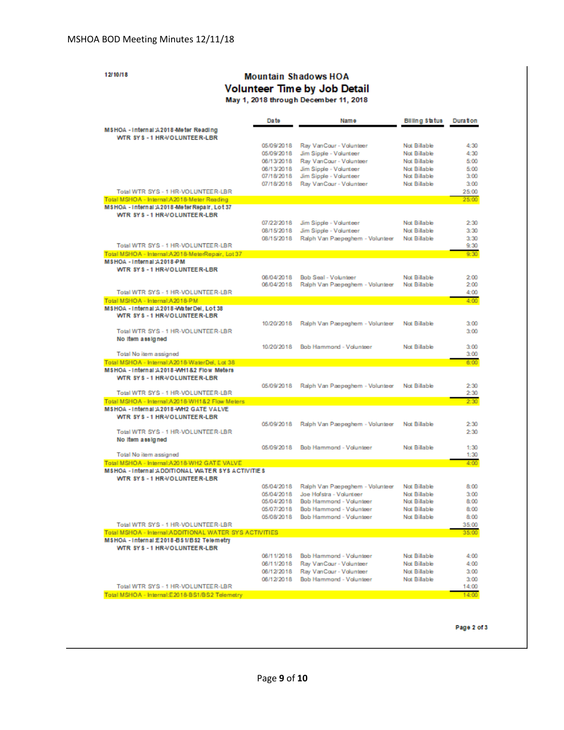12/10/18

## Mountain Shadows HOA

### Volunteer Time by Job Detail

**May 1, 2018 through December 11, 2018**

| | Date | Name | Billing Status | Duration |
|---|---|---|---|---|
| **MSHOA - Internal:A2018-Meter Reading** | | | | |
| **WTR SYS - 1 HR-VOLUNTEER-LBR** | | | | |
| | 05/09/2018 | Ray VanCour - Volunteer | Not Billable | 4:30 |
| | 05/09/2018 | Jim Sipple - Volunteer | Not Billable | 4:30 |
| | 06/13/2018 | Ray VanCour - Volunteer | Not Billable | 5:00 |
| | 06/13/2018 | Jim Sipple - Volunteer | Not Billable | 5:00 |
| | 07/18/2018 | Jim Sipple - Volunteer | Not Billable | 3:00 |
| | 07/18/2018 | Ray VanCour - Volunteer | Not Billable | 3:00 |
| Total WTR SYS - 1 HR-VOLUNTEER-LBR | | | | 25:00 |
| Total MSHOA - Internal:A2018-Meter Reading | | | | 25:00 |
| **MSHOA - Internal:A2018-MeterRepair, Lot 37** | | | | |
| **WTR SYS - 1 HR-VOLUNTEER-LBR** | | | | |
| | 07/22/2018 | Jim Sipple - Volunteer | Not Billable | 2:30 |
| | 08/15/2018 | Jim Sipple - Volunteer | Not Billable | 3:30 |
| | 08/15/2018 | Ralph Van Paepeghem - Volunteer | Not Billable | 3:30 |
| Total WTR SYS - 1 HR-VOLUNTEER-LBR | | | | 9:30 |
| Total MSHOA - Internal:A2018-MeterRepair, Lot 37 | | | | 9:30 |
| **MSHOA - Internal:A2018-PM** | | | | |
| **WTR SYS - 1 HR-VOLUNTEER-LBR** | | | | |
| | 06/04/2018 | Bob Seal - Volunteer | Not Billable | 2:00 |
| | 06/04/2018 | Ralph Van Paepeghem - Volunteer | Not Billable | 2:00 |
| Total WTR SYS - 1 HR-VOLUNTEER-LBR | | | | 4:00 |
| Total MSHOA - Internal:A2018-PM | | | | 4:00 |
| **MSHOA - Internal:A2018-WaterDel, Lot 38** | | | | |
| **WTR SYS - 1 HR-VOLUNTEER-LBR** | | | | |
| | 10/20/2018 | Ralph Van Paepeghem - Volunteer | Not Billable | 3:00 |
| Total WTR SYS - 1 HR-VOLUNTEER-LBR | | | | 3:00 |
| **No item assigned** | | | | |
| | 10/20/2018 | Bob Hammond - Volunteer | Not Billable | 3:00 |
| Total No item assigned | | | | 3:00 |
| Total MSHOA - Internal:A2018-WaterDel, Lot 38 | | | | 6:00 |
| **MSHOA - Internal:A2018-WH1&2 Flow Meters** | | | | |
| **WTR SYS - 1 HR-VOLUNTEER-LBR** | | | | |
| | 05/09/2018 | Ralph Van Paepeghem - Volunteer | Not Billable | 2:30 |
| Total WTR SYS - 1 HR-VOLUNTEER-LBR | | | | 2:30 |
| Total MSHOA - Internal:A2018-WH1&2 Flow Meters | | | | 2:30 |
| **MSHOA - Internal:A2018-WH2 GATE VALVE** | | | | |
| **WTR SYS - 1 HR-VOLUNTEER-LBR** | | | | |
| | 05/09/2018 | Ralph Van Paepeghem - Volunteer | Not Billable | 2:30 |
| Total WTR SYS - 1 HR-VOLUNTEER-LBR | | | | 2:30 |
| **No item assigned** | | | | |
| | 05/09/2018 | Bob Hammond - Volunteer | Not Billable | 1:30 |
| Total No item assigned | | | | 1:30 |
| Total MSHOA - Internal:A2018-WH2 GATE VALVE | | | | 4:00 |
| **MSHOA - Internal:ADDITIONAL WATER SYS ACTIVITIES** | | | | |
| **WTR SYS - 1 HR-VOLUNTEER-LBR** | | | | |
| | 05/04/2018 | Ralph Van Paepeghem - Volunteer | Not Billable | 8:00 |
| | 05/04/2018 | Joe Hofstra - Volunteer | Not Billable | 3:00 |
| | 05/04/2018 | Bob Hammond - Volunteer | Not Billable | 8:00 |
| | 05/07/2018 | Bob Hammond - Volunteer | Not Billable | 8:00 |
| | 05/08/2018 | Bob Hammond - Volunteer | Not Billable | 8:00 |
| Total WTR SYS - 1 HR-VOLUNTEER-LBR | | | | 35:00 |
| Total MSHOA - Internal:ADDITIONAL WATER SYS ACTIVITIES | | | | 35:00 |
| **MSHOA - Internal:E2018-BS1/BS2 Telemetry** | | | | |
| **WTR SYS - 1 HR-VOLUNTEER-LBR** | | | | |
| | 06/11/2018 | Bob Hammond - Volunteer | Not Billable | 4:00 |
| | 06/11/2018 | Ray VanCour - Volunteer | Not Billable | 4:00 |
| | 06/12/2018 | Ray VanCour - Volunteer | Not Billable | 3:00 |
| | 06/12/2018 | Bob Hammond - Volunteer | Not Billable | 3:00 |
| Total WTR SYS - 1 HR-VOLUNTEER-LBR | | | | 14:00 |
| Total MSHOA - Internal:E2018-BS1/BS2 Telemetry | | | | 14:00 |

Page 2 of 3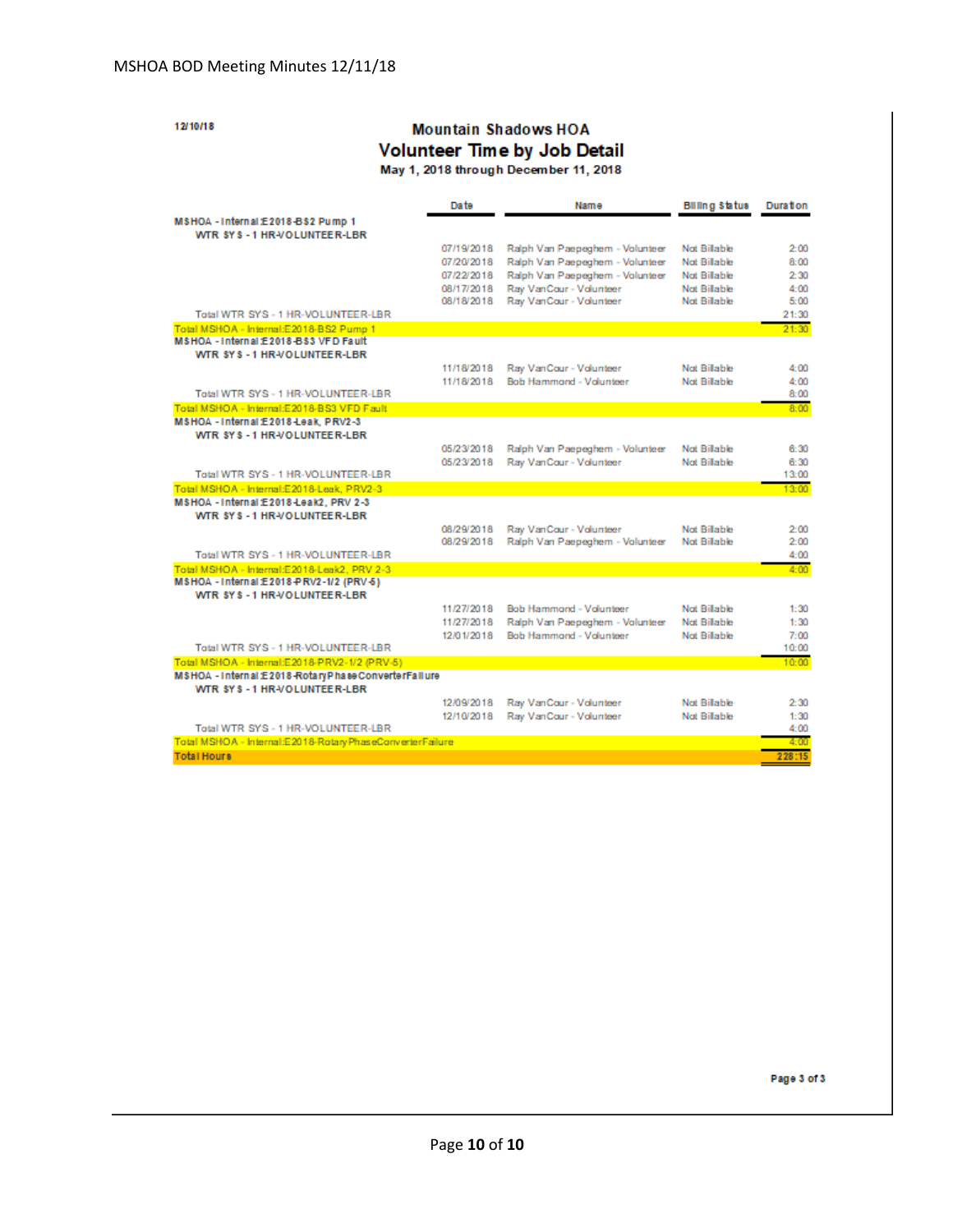12/10/18

# Mountain Shadows HOA

## Volunteer Time by Job Detail

**May 1, 2018 through December 11, 2018**

| | Date | Name | Billing Status | Duration |
|---|---|---|---|---|
| **MSHOA - Internal:E2018-BS2 Pump 1** | | | | |
| **WTR SYS - 1 HR-VOLUNTEER-LBR** | | | | |
| | 07/19/2018 | Ralph Van Paepeghem - Volunteer | Not Billable | 2:00 |
| | 07/20/2018 | Ralph Van Paepeghem - Volunteer | Not Billable | 8:00 |
| | 07/22/2018 | Ralph Van Paepeghem - Volunteer | Not Billable | 2:30 |
| | 08/17/2018 | Ray VanCour - Volunteer | Not Billable | 4:00 |
| | 08/18/2018 | Ray VanCour - Volunteer | Not Billable | 5:00 |
| Total WTR SYS - 1 HR-VOLUNTEER-LBR | | | | 21:30 |
| Total MSHOA - Internal:E2018-BS2 Pump 1 | | | | 21:30 |
| **MSHOA - Internal:E2018-BS3 VFD Fault** | | | | |
| **WTR SYS - 1 HR-VOLUNTEER-LBR** | | | | |
| | 11/18/2018 | Ray VanCour - Volunteer | Not Billable | 4:00 |
| | 11/18/2018 | Bob Hammond - Volunteer | Not Billable | 4:00 |
| Total WTR SYS - 1 HR-VOLUNTEER-LBR | | | | 8:00 |
| Total MSHOA - Internal:E2018-BS3 VFD Fault | | | | 8:00 |
| **MSHOA - Internal:E2018-Leak, PRV2-3** | | | | |
| **WTR SYS - 1 HR-VOLUNTEER-LBR** | | | | |
| | 05/23/2018 | Ralph Van Paepeghem - Volunteer | Not Billable | 6:30 |
| | 05/23/2018 | Ray VanCour - Volunteer | Not Billable | 6:30 |
| Total WTR SYS - 1 HR-VOLUNTEER-LBR | | | | 13:00 |
| Total MSHOA - Internal:E2018-Leak, PRV2-3 | | | | 13:00 |
| **MSHOA - Internal:E2018-Leak2, PRV 2-3** | | | | |
| **WTR SYS - 1 HR-VOLUNTEER-LBR** | | | | |
| | 08/29/2018 | Ray VanCour - Volunteer | Not Billable | 2:00 |
| | 08/29/2018 | Ralph Van Paepeghem - Volunteer | Not Billable | 2:00 |
| Total WTR SYS - 1 HR-VOLUNTEER-LBR | | | | 4:00 |
| Total MSHOA - Internal:E2018-Leak2, PRV 2-3 | | | | 4:00 |
| **MSHOA - Internal:E2018-PRV2-1/2 (PRV-5)** | | | | |
| **WTR SYS - 1 HR-VOLUNTEER-LBR** | | | | |
| | 11/27/2018 | Bob Hammond - Volunteer | Not Billable | 1:30 |
| | 11/27/2018 | Ralph Van Paepeghem - Volunteer | Not Billable | 1:30 |
| | 12/01/2018 | Bob Hammond - Volunteer | Not Billable | 7:00 |
| Total WTR SYS - 1 HR-VOLUNTEER-LBR | | | | 10:00 |
| Total MSHOA - Internal:E2018-PRV2-1/2 (PRV-5) | | | | 10:00 |
| **MSHOA - Internal:E2018-RotaryPhaseConverterFailure** | | | | |
| **WTR SYS - 1 HR-VOLUNTEER-LBR** | | | | |
| | 12/09/2018 | Ray VanCour - Volunteer | Not Billable | 2:30 |
| | 12/10/2018 | Ray VanCour - Volunteer | Not Billable | 1:30 |
| Total WTR SYS - 1 HR-VOLUNTEER-LBR | | | | 4:00 |
| Total MSHOA - Internal:E2018-RotaryPhaseConverterFailure | | | | 4:00 |
| **Total Hours** | | | | **228:15** |